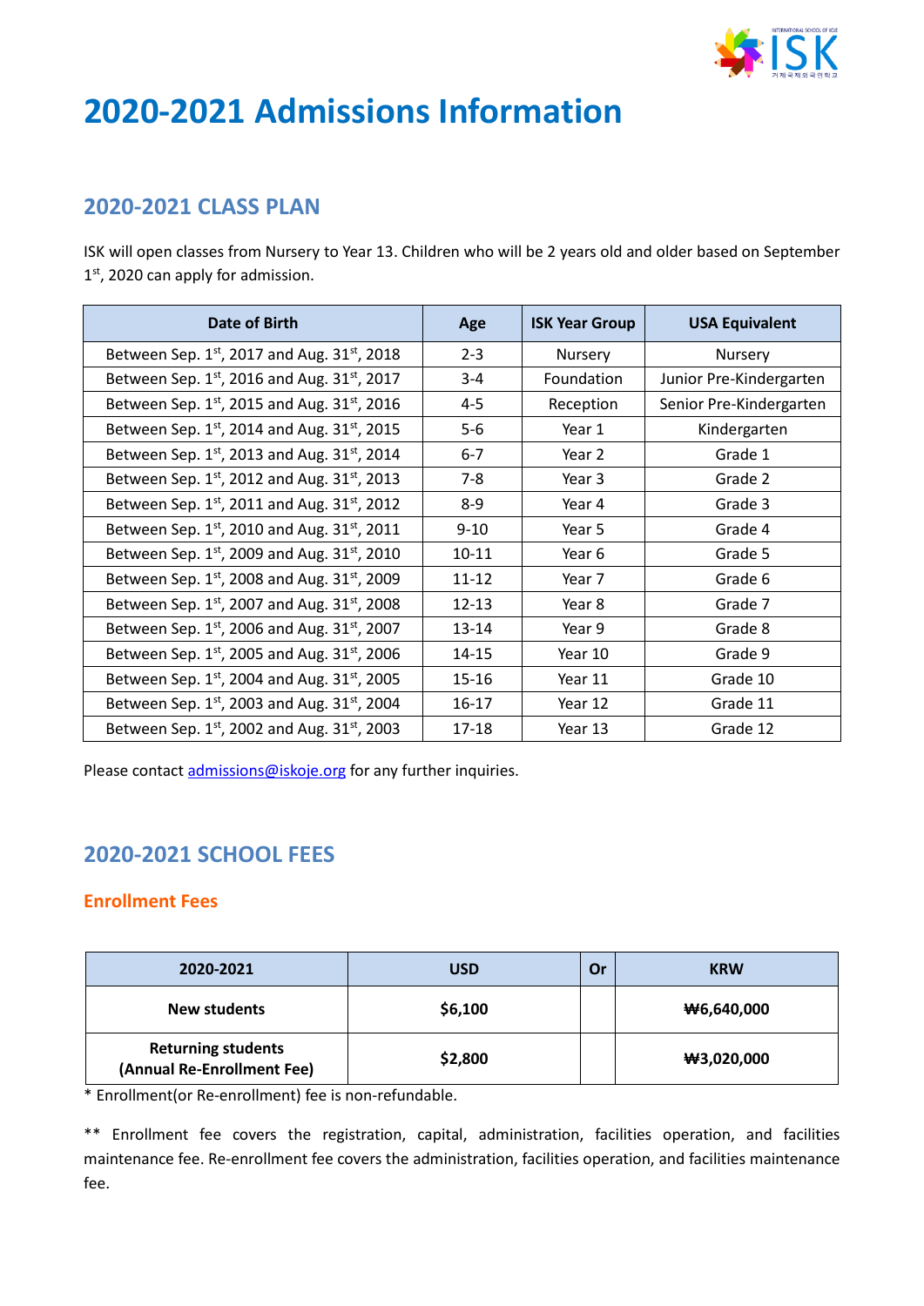# 2020-2021 Admissions Information

## 2020-2021 CLASS PLAN

ISK will open classes from Nursery to Year 13. Children who will be 2 years old and older based on September 1st, 2020 can apply for admission.

| Date of Birth | Age | ISK Year Group | USA Equivalent |
|---|---|---|---|
| Between Sep. 1st, 2017 and Aug. 31st, 2018 | 2-3 | Nursery | Nursery |
| Between Sep. 1st, 2016 and Aug. 31st, 2017 | 3-4 | Foundation | Junior Pre-Kindergarten |
| Between Sep. 1st, 2015 and Aug. 31st, 2016 | 4-5 | Reception | Senior Pre-Kindergarten |
| Between Sep. 1st, 2014 and Aug. 31st, 2015 | 5-6 | Year 1 | Kindergarten |
| Between Sep. 1st, 2013 and Aug. 31st, 2014 | 6-7 | Year 2 | Grade 1 |
| Between Sep. 1st, 2012 and Aug. 31st, 2013 | 7-8 | Year 3 | Grade 2 |
| Between Sep. 1st, 2011 and Aug. 31st, 2012 | 8-9 | Year 4 | Grade 3 |
| Between Sep. 1st, 2010 and Aug. 31st, 2011 | 9-10 | Year 5 | Grade 4 |
| Between Sep. 1st, 2009 and Aug. 31st, 2010 | 10-11 | Year 6 | Grade 5 |
| Between Sep. 1st, 2008 and Aug. 31st, 2009 | 11-12 | Year 7 | Grade 6 |
| Between Sep. 1st, 2007 and Aug. 31st, 2008 | 12-13 | Year 8 | Grade 7 |
| Between Sep. 1st, 2006 and Aug. 31st, 2007 | 13-14 | Year 9 | Grade 8 |
| Between Sep. 1st, 2005 and Aug. 31st, 2006 | 14-15 | Year 10 | Grade 9 |
| Between Sep. 1st, 2004 and Aug. 31st, 2005 | 15-16 | Year 11 | Grade 10 |
| Between Sep. 1st, 2003 and Aug. 31st, 2004 | 16-17 | Year 12 | Grade 11 |
| Between Sep. 1st, 2002 and Aug. 31st, 2003 | 17-18 | Year 13 | Grade 12 |

Please contact admissions@iskoje.org for any further inquiries.

## 2020-2021 SCHOOL FEES

### Enrollment Fees

| 2020-2021 | USD | Or | KRW |
|---|---|---|---|
| **New students** | **$6,100** | | **₩6,640,000** |
| **Returning students (Annual Re-Enrollment Fee)** | **$2,800** | | **₩3,020,000** |

* Enrollment(or Re-enrollment) fee is non-refundable.

** Enrollment fee covers the registration, capital, administration, facilities operation, and facilities maintenance fee. Re-enrollment fee covers the administration, facilities operation, and facilities maintenance fee.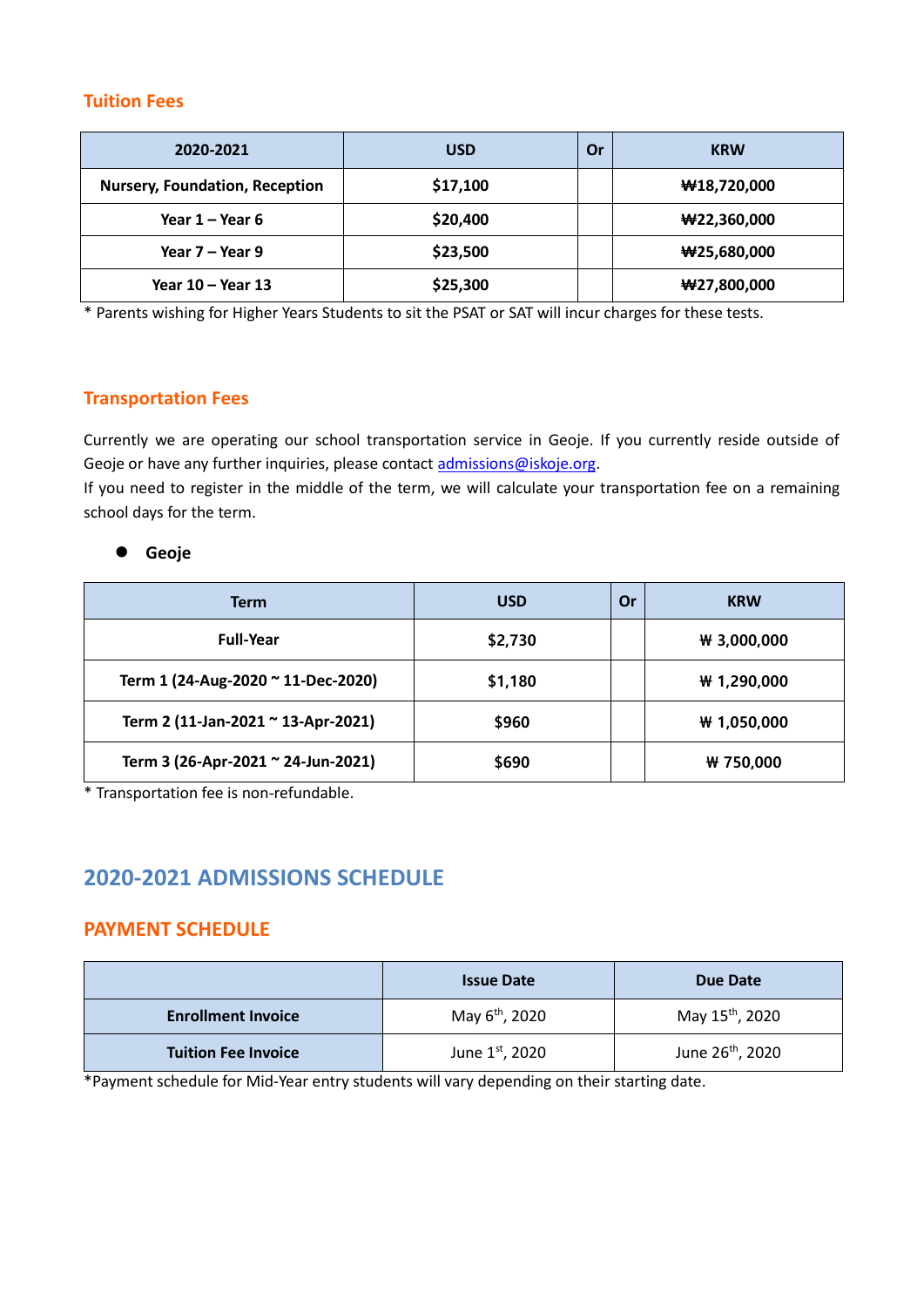## Tuition Fees

| 2020-2021 | USD | Or | KRW |
|---|---|---|---|
| Nursery, Foundation, Reception | $17,100 | | ₩18,720,000 |
| Year 1 – Year 6 | $20,400 | | ₩22,360,000 |
| Year 7 – Year 9 | $23,500 | | ₩25,680,000 |
| Year 10 – Year 13 | $25,300 | | ₩27,800,000 |

* Parents wishing for Higher Years Students to sit the PSAT or SAT will incur charges for these tests.

## Transportation Fees

Currently we are operating our school transportation service in Geoje. If you currently reside outside of Geoje or have any further inquiries, please contact admissions@iskoje.org.
If you need to register in the middle of the term, we will calculate your transportation fee on a remaining school days for the term.

- **Geoje**

| Term | USD | Or | KRW |
|---|---|---|---|
| Full-Year | $2,730 | | ₩ 3,000,000 |
| Term 1 (24-Aug-2020 ~ 11-Dec-2020) | $1,180 | | ₩ 1,290,000 |
| Term 2 (11-Jan-2021 ~ 13-Apr-2021) | $960 | | ₩ 1,050,000 |
| Term 3 (26-Apr-2021 ~ 24-Jun-2021) | $690 | | ₩ 750,000 |

* Transportation fee is non-refundable.

# 2020-2021 ADMISSIONS SCHEDULE

## PAYMENT SCHEDULE

| | Issue Date | Due Date |
|---|---|---|
| **Enrollment Invoice** | May 6th, 2020 | May 15th, 2020 |
| **Tuition Fee Invoice** | June 1st, 2020 | June 26th, 2020 |

*Payment schedule for Mid-Year entry students will vary depending on their starting date.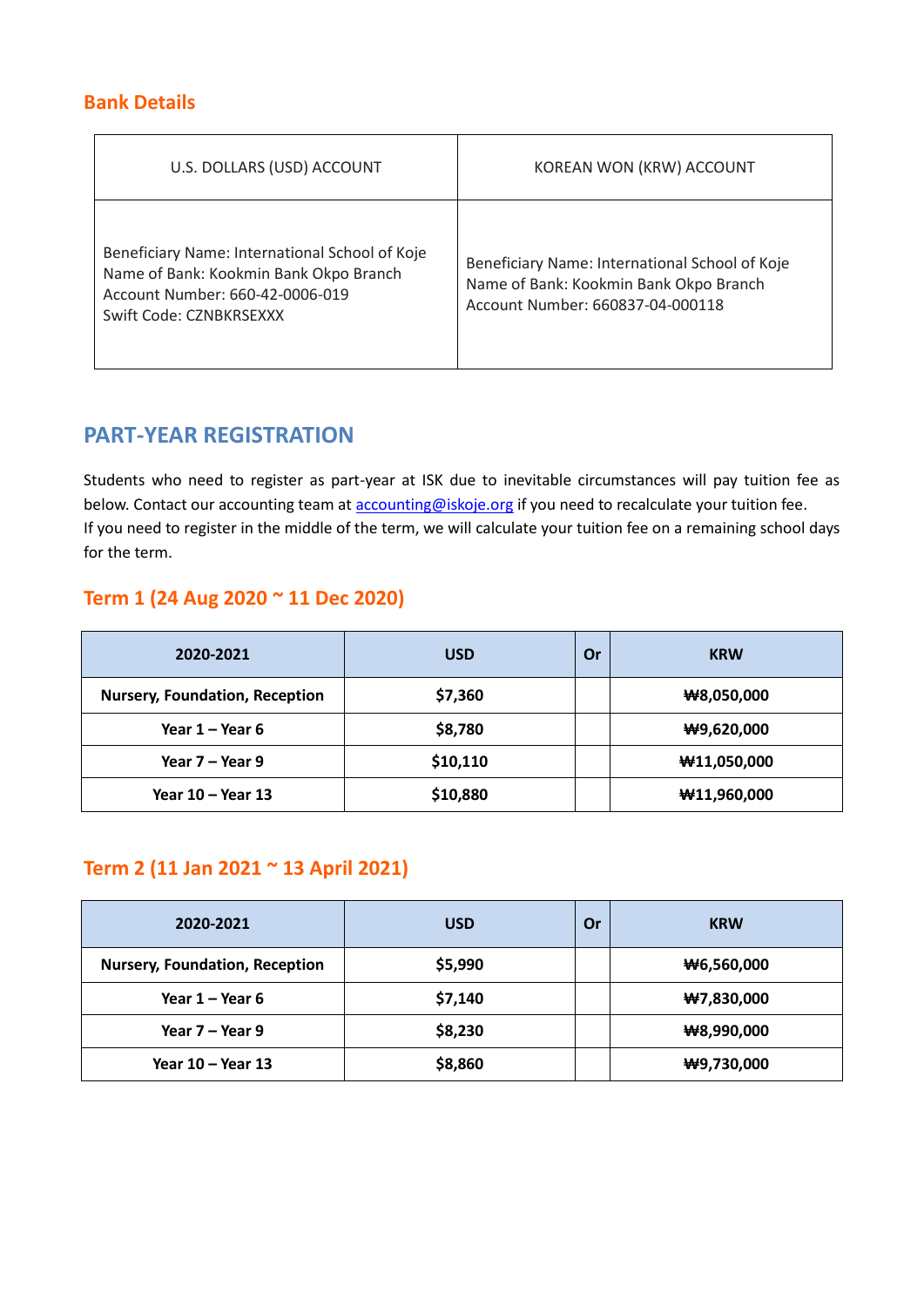## Bank Details

| U.S. DOLLARS (USD) ACCOUNT | KOREAN WON (KRW) ACCOUNT |
| --- | --- |
| Beneficiary Name: International School of Koje<br>Name of Bank: Kookmin Bank Okpo Branch<br>Account Number: 660-42-0006-019<br>Swift Code: CZNBKRSEXXX | Beneficiary Name: International School of Koje<br>Name of Bank: Kookmin Bank Okpo Branch<br>Account Number: 660837-04-000118 |

## PART-YEAR REGISTRATION

Students who need to register as part-year at ISK due to inevitable circumstances will pay tuition fee as below. Contact our accounting team at accounting@iskoje.org if you need to recalculate your tuition fee.
If you need to register in the middle of the term, we will calculate your tuition fee on a remaining school days for the term.

### Term 1 (24 Aug 2020 ~ 11 Dec 2020)

| 2020-2021 | USD | Or | KRW |
| --- | --- | --- | --- |
| Nursery, Foundation, Reception | $7,360 | | ₩8,050,000 |
| Year 1 – Year 6 | $8,780 | | ₩9,620,000 |
| Year 7 – Year 9 | $10,110 | | ₩11,050,000 |
| Year 10 – Year 13 | $10,880 | | ₩11,960,000 |

### Term 2 (11 Jan 2021 ~ 13 April 2021)

| 2020-2021 | USD | Or | KRW |
| --- | --- | --- | --- |
| Nursery, Foundation, Reception | $5,990 | | ₩6,560,000 |
| Year 1 – Year 6 | $7,140 | | ₩7,830,000 |
| Year 7 – Year 9 | $8,230 | | ₩8,990,000 |
| Year 10 – Year 13 | $8,860 | | ₩9,730,000 |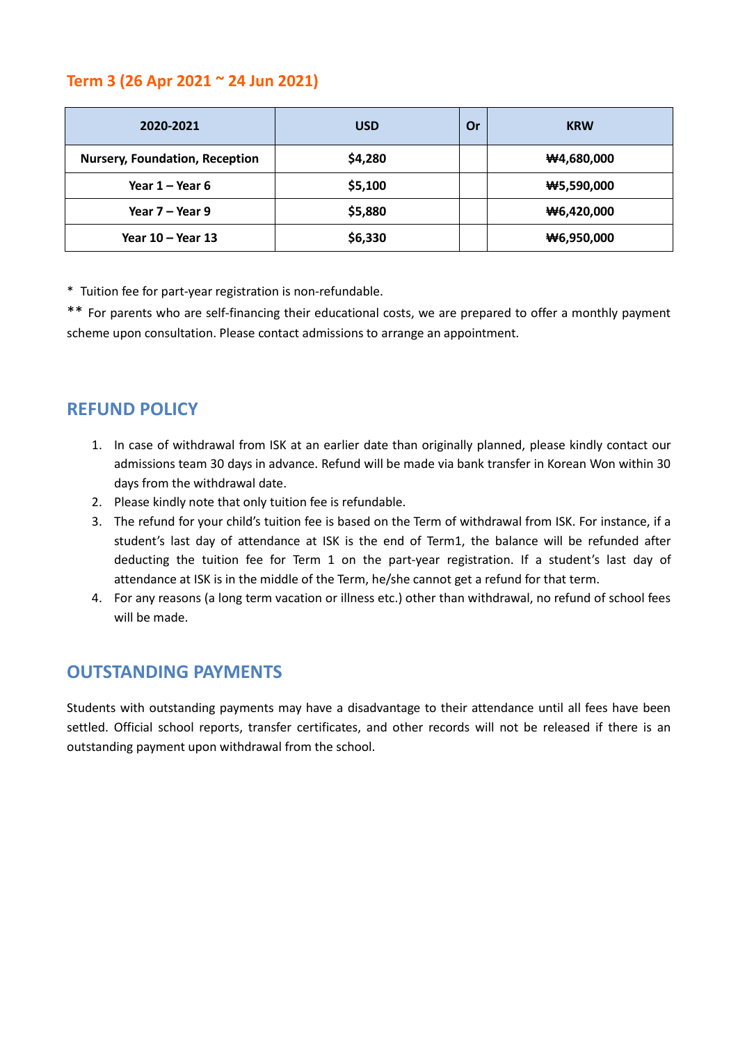## Term 3 (26 Apr 2021 ~ 24 Jun 2021)

| 2020-2021 | USD | Or | KRW |
|---|---|---|---|
| Nursery, Foundation, Reception | $4,280 | | ₩4,680,000 |
| Year 1 – Year 6 | $5,100 | | ₩5,590,000 |
| Year 7 – Year 9 | $5,880 | | ₩6,420,000 |
| Year 10 – Year 13 | $6,330 | | ₩6,950,000 |

\* Tuition fee for part-year registration is non-refundable.

\*\* For parents who are self-financing their educational costs, we are prepared to offer a monthly payment scheme upon consultation. Please contact admissions to arrange an appointment.

## REFUND POLICY

1. In case of withdrawal from ISK at an earlier date than originally planned, please kindly contact our admissions team 30 days in advance. Refund will be made via bank transfer in Korean Won within 30 days from the withdrawal date.
2. Please kindly note that only tuition fee is refundable.
3. The refund for your child's tuition fee is based on the Term of withdrawal from ISK. For instance, if a student's last day of attendance at ISK is the end of Term1, the balance will be refunded after deducting the tuition fee for Term 1 on the part-year registration. If a student's last day of attendance at ISK is in the middle of the Term, he/she cannot get a refund for that term.
4. For any reasons (a long term vacation or illness etc.) other than withdrawal, no refund of school fees will be made.

## OUTSTANDING PAYMENTS

Students with outstanding payments may have a disadvantage to their attendance until all fees have been settled. Official school reports, transfer certificates, and other records will not be released if there is an outstanding payment upon withdrawal from the school.